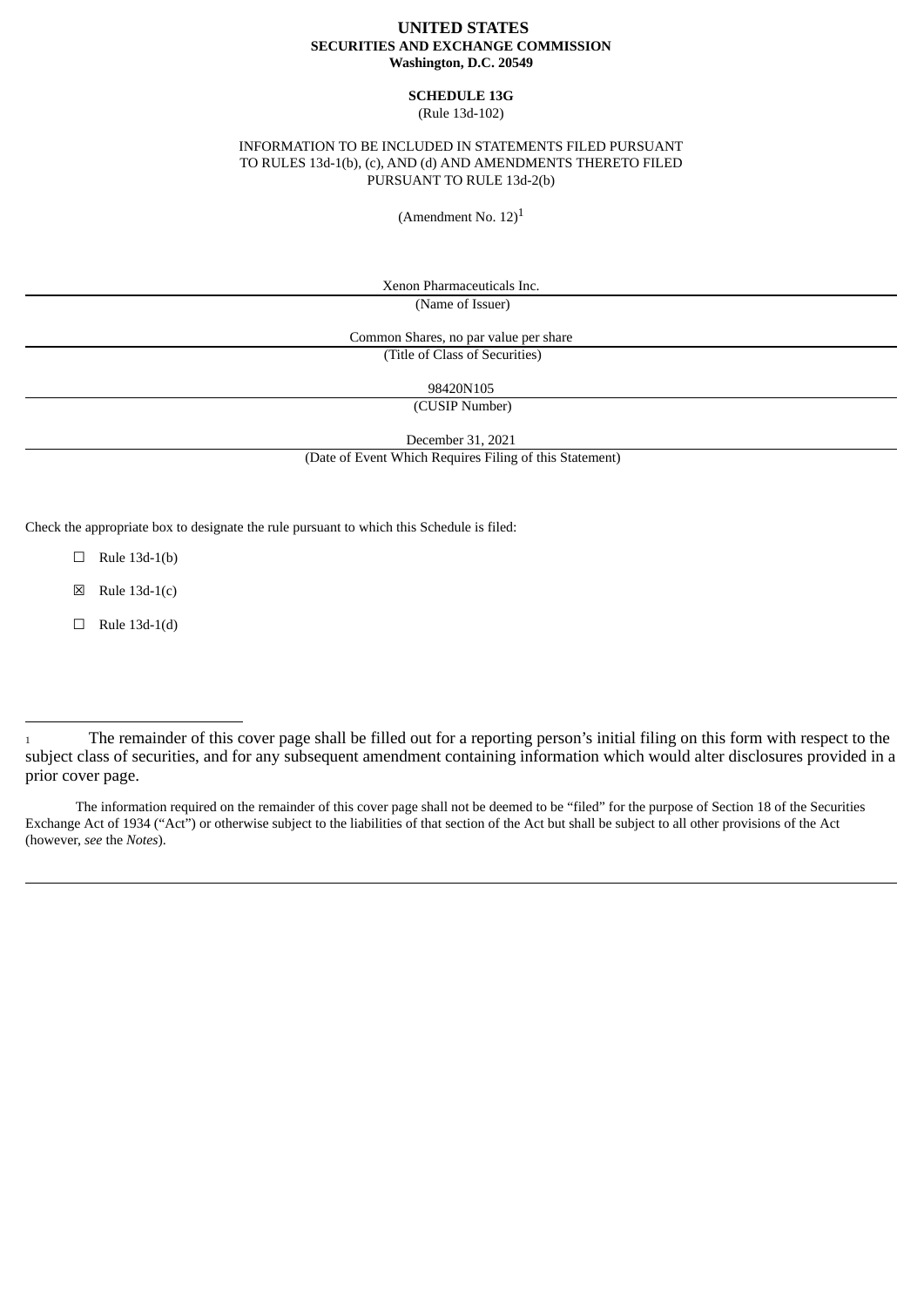**UNITED STATES**
**SECURITIES AND EXCHANGE COMMISSION**
**Washington, D.C. 20549**

**SCHEDULE 13G**
(Rule 13d-102)

INFORMATION TO BE INCLUDED IN STATEMENTS FILED PURSUANT TO RULES 13d-1(b), (c), AND (d) AND AMENDMENTS THERETO FILED PURSUANT TO RULE 13d-2(b)

(Amendment No. 12)[1]

Xenon Pharmaceuticals Inc.
(Name of Issuer)

Common Shares, no par value per share
(Title of Class of Securities)

98420N105
(CUSIP Number)

December 31, 2021
(Date of Event Which Requires Filing of this Statement)

Check the appropriate box to designate the rule pursuant to which this Schedule is filed:

☐ Rule 13d-1(b)

☒ Rule 13d-1(c)

☐ Rule 13d-1(d)

---

[1] The remainder of this cover page shall be filled out for a reporting person's initial filing on this form with respect to the subject class of securities, and for any subsequent amendment containing information which would alter disclosures provided in a prior cover page.

The information required on the remainder of this cover page shall not be deemed to be "filed" for the purpose of Section 18 of the Securities Exchange Act of 1934 ("Act") or otherwise subject to the liabilities of that section of the Act but shall be subject to all other provisions of the Act (however, *see* the *Notes*).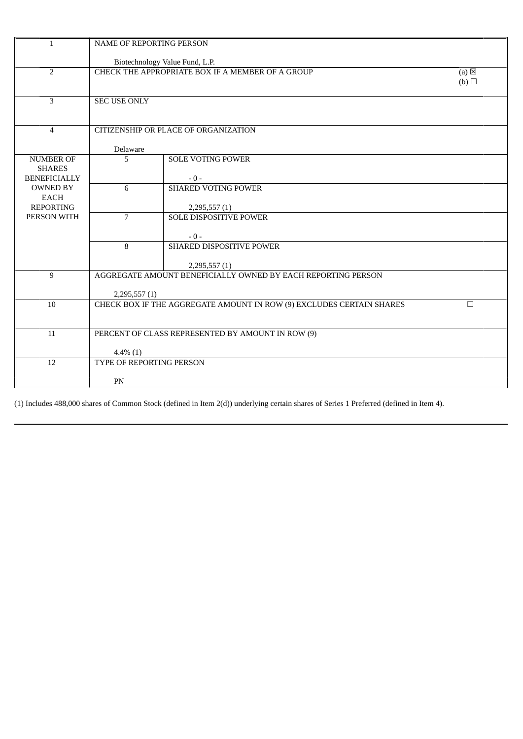| 1 | NAME OF REPORTING PERSON<br><br>Biotechnology Value Fund, L.P. | | |
|---|---|---|---|
| 2 | CHECK THE APPROPRIATE BOX IF A MEMBER OF A GROUP | | (a) ☒<br>(b) ☐ |
| 3 | SEC USE ONLY | | |
| 4 | CITIZENSHIP OR PLACE OF ORGANIZATION<br><br>Delaware | | |
| NUMBER OF SHARES BENEFICIALLY OWNED BY EACH REPORTING PERSON WITH | 5 | SOLE VOTING POWER<br><br>- 0 - | |
| | 6 | SHARED VOTING POWER<br><br>2,295,557 (1) | |
| | 7 | SOLE DISPOSITIVE POWER<br><br>- 0 - | |
| | 8 | SHARED DISPOSITIVE POWER<br><br>2,295,557 (1) | |
| 9 | AGGREGATE AMOUNT BENEFICIALLY OWNED BY EACH REPORTING PERSON<br><br>2,295,557 (1) | | |
| 10 | CHECK BOX IF THE AGGREGATE AMOUNT IN ROW (9) EXCLUDES CERTAIN SHARES | | ☐ |
| 11 | PERCENT OF CLASS REPRESENTED BY AMOUNT IN ROW (9)<br><br>4.4% (1) | | |
| 12 | TYPE OF REPORTING PERSON<br><br>PN | | |

(1) Includes 488,000 shares of Common Stock (defined in Item 2(d)) underlying certain shares of Series 1 Preferred (defined in Item 4).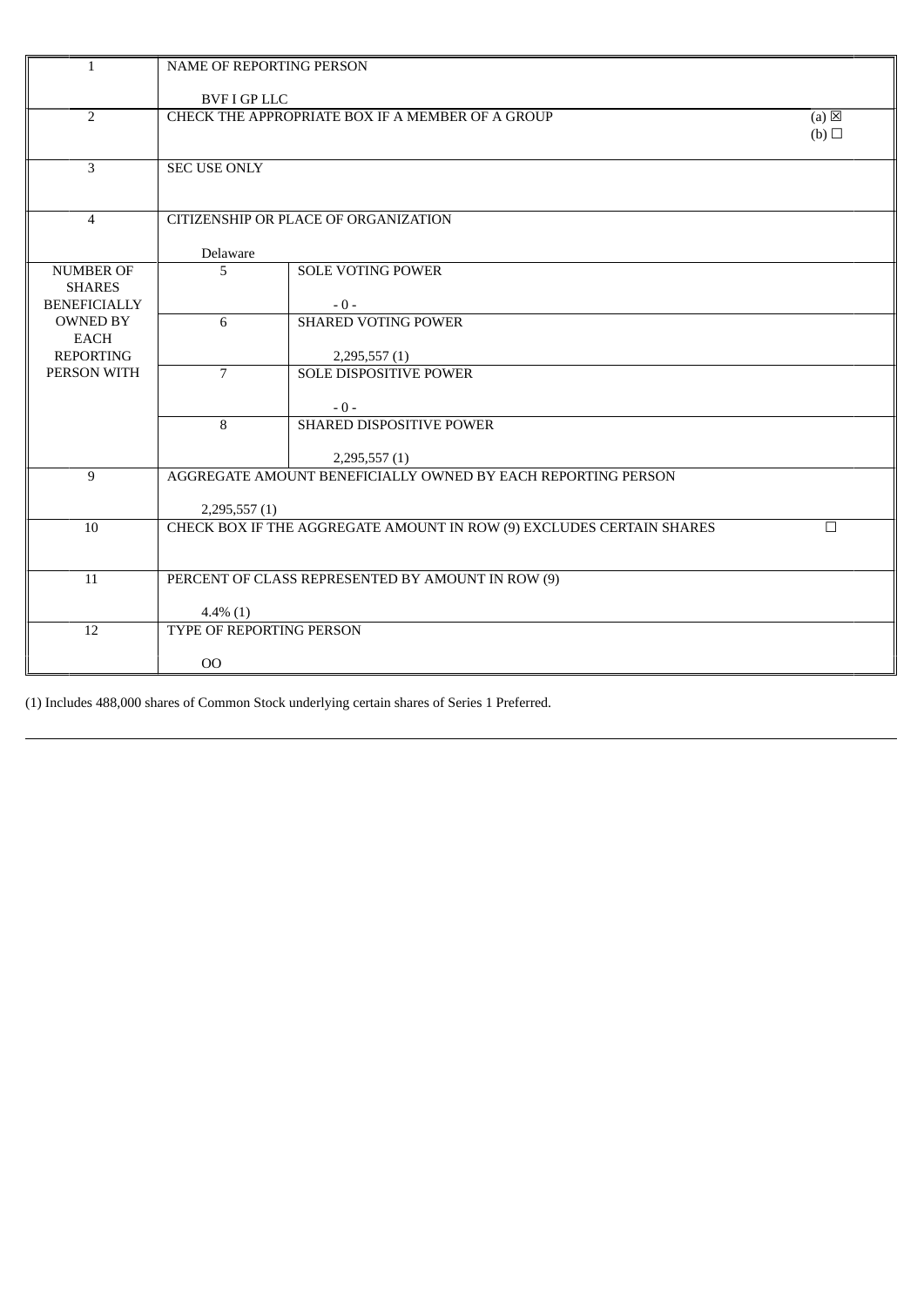| | | | |
|---|---|---|---|
| 1 | NAME OF REPORTING PERSON<br><br>BVF I GP LLC | | |
| 2 | CHECK THE APPROPRIATE BOX IF A MEMBER OF A GROUP | | (a) ☒<br>(b) ☐ |
| 3 | SEC USE ONLY | | |
| 4 | CITIZENSHIP OR PLACE OF ORGANIZATION<br><br>Delaware | | |
| NUMBER OF SHARES BENEFICIALLY OWNED BY EACH REPORTING PERSON WITH | 5 | SOLE VOTING POWER<br><br>- 0 - | |
| | 6 | SHARED VOTING POWER<br><br>2,295,557 (1) | |
| | 7 | SOLE DISPOSITIVE POWER<br><br>- 0 - | |
| | 8 | SHARED DISPOSITIVE POWER<br><br>2,295,557 (1) | |
| 9 | AGGREGATE AMOUNT BENEFICIALLY OWNED BY EACH REPORTING PERSON<br><br>2,295,557 (1) | | |
| 10 | CHECK BOX IF THE AGGREGATE AMOUNT IN ROW (9) EXCLUDES CERTAIN SHARES | | ☐ |
| 11 | PERCENT OF CLASS REPRESENTED BY AMOUNT IN ROW (9)<br><br>4.4% (1) | | |
| 12 | TYPE OF REPORTING PERSON<br><br>OO | | |

(1) Includes 488,000 shares of Common Stock underlying certain shares of Series 1 Preferred.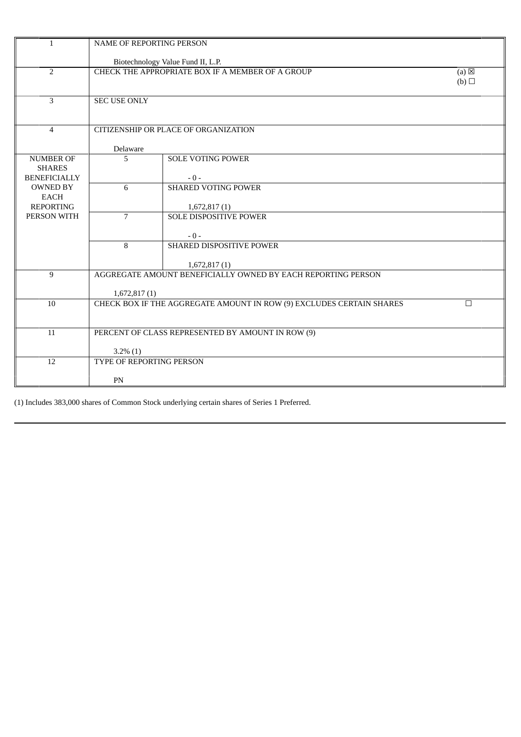| | | | |
|---|---|---|---|
| 1 | NAME OF REPORTING PERSON<br><br>Biotechnology Value Fund II, L.P. | | |
| 2 | CHECK THE APPROPRIATE BOX IF A MEMBER OF A GROUP | | (a) ☒<br>(b) ☐ |
| 3 | SEC USE ONLY | | |
| 4 | CITIZENSHIP OR PLACE OF ORGANIZATION<br><br>Delaware | | |
| NUMBER OF SHARES BENEFICIALLY OWNED BY EACH REPORTING PERSON WITH | 5 | SOLE VOTING POWER<br><br>- 0 - | |
| | 6 | SHARED VOTING POWER<br><br>1,672,817 (1) | |
| | 7 | SOLE DISPOSITIVE POWER<br><br>- 0 - | |
| | 8 | SHARED DISPOSITIVE POWER<br><br>1,672,817 (1) | |
| 9 | AGGREGATE AMOUNT BENEFICIALLY OWNED BY EACH REPORTING PERSON<br><br>1,672,817 (1) | | |
| 10 | CHECK BOX IF THE AGGREGATE AMOUNT IN ROW (9) EXCLUDES CERTAIN SHARES | | ☐ |
| 11 | PERCENT OF CLASS REPRESENTED BY AMOUNT IN ROW (9)<br><br>3.2% (1) | | |
| 12 | TYPE OF REPORTING PERSON<br><br>PN | | |

(1) Includes 383,000 shares of Common Stock underlying certain shares of Series 1 Preferred.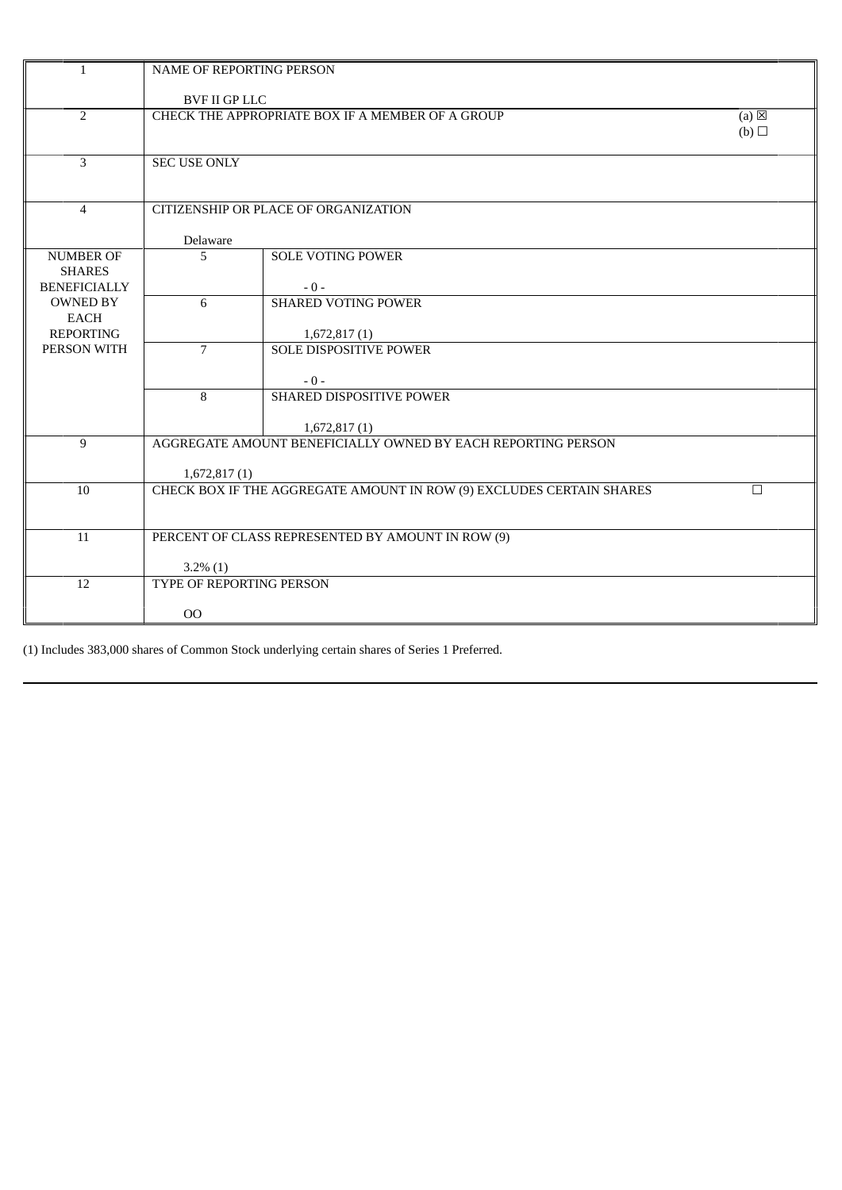| | | | |
|---|---|---|---|
| 1 | NAME OF REPORTING PERSON<br><br>BVF II GP LLC | | |
| 2 | CHECK THE APPROPRIATE BOX IF A MEMBER OF A GROUP | | (a) ☒<br>(b) ☐ |
| 3 | SEC USE ONLY | | |
| 4 | CITIZENSHIP OR PLACE OF ORGANIZATION<br><br>Delaware | | |
| NUMBER OF SHARES BENEFICIALLY OWNED BY EACH REPORTING PERSON WITH | 5 | SOLE VOTING POWER<br><br>- 0 - | |
| | 6 | SHARED VOTING POWER<br><br>1,672,817 (1) | |
| | 7 | SOLE DISPOSITIVE POWER<br><br>- 0 - | |
| | 8 | SHARED DISPOSITIVE POWER<br><br>1,672,817 (1) | |
| 9 | AGGREGATE AMOUNT BENEFICIALLY OWNED BY EACH REPORTING PERSON<br><br>1,672,817 (1) | | |
| 10 | CHECK BOX IF THE AGGREGATE AMOUNT IN ROW (9) EXCLUDES CERTAIN SHARES | | ☐ |
| 11 | PERCENT OF CLASS REPRESENTED BY AMOUNT IN ROW (9)<br><br>3.2% (1) | | |
| 12 | TYPE OF REPORTING PERSON<br><br>OO | | |

(1) Includes 383,000 shares of Common Stock underlying certain shares of Series 1 Preferred.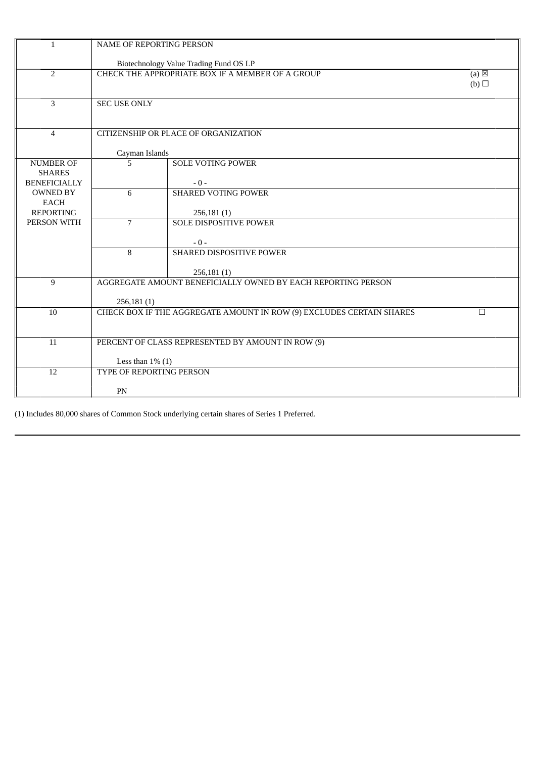| | | | |
|---|---|---|---|
| 1 | NAME OF REPORTING PERSON<br><br>Biotechnology Value Trading Fund OS LP | | |
| 2 | CHECK THE APPROPRIATE BOX IF A MEMBER OF A GROUP | | (a) ☒<br>(b) ☐ |
| 3 | SEC USE ONLY | | |
| 4 | CITIZENSHIP OR PLACE OF ORGANIZATION<br><br>Cayman Islands | | |
| NUMBER OF SHARES BENEFICIALLY OWNED BY EACH REPORTING PERSON WITH | 5 | SOLE VOTING POWER<br><br>- 0 - | |
| | 6 | SHARED VOTING POWER<br><br>256,181 (1) | |
| | 7 | SOLE DISPOSITIVE POWER<br><br>- 0 - | |
| | 8 | SHARED DISPOSITIVE POWER<br><br>256,181 (1) | |
| 9 | AGGREGATE AMOUNT BENEFICIALLY OWNED BY EACH REPORTING PERSON<br><br>256,181 (1) | | |
| 10 | CHECK BOX IF THE AGGREGATE AMOUNT IN ROW (9) EXCLUDES CERTAIN SHARES | | ☐ |
| 11 | PERCENT OF CLASS REPRESENTED BY AMOUNT IN ROW (9)<br><br>Less than 1% (1) | | |
| 12 | TYPE OF REPORTING PERSON<br><br>PN | | |

(1) Includes 80,000 shares of Common Stock underlying certain shares of Series 1 Preferred.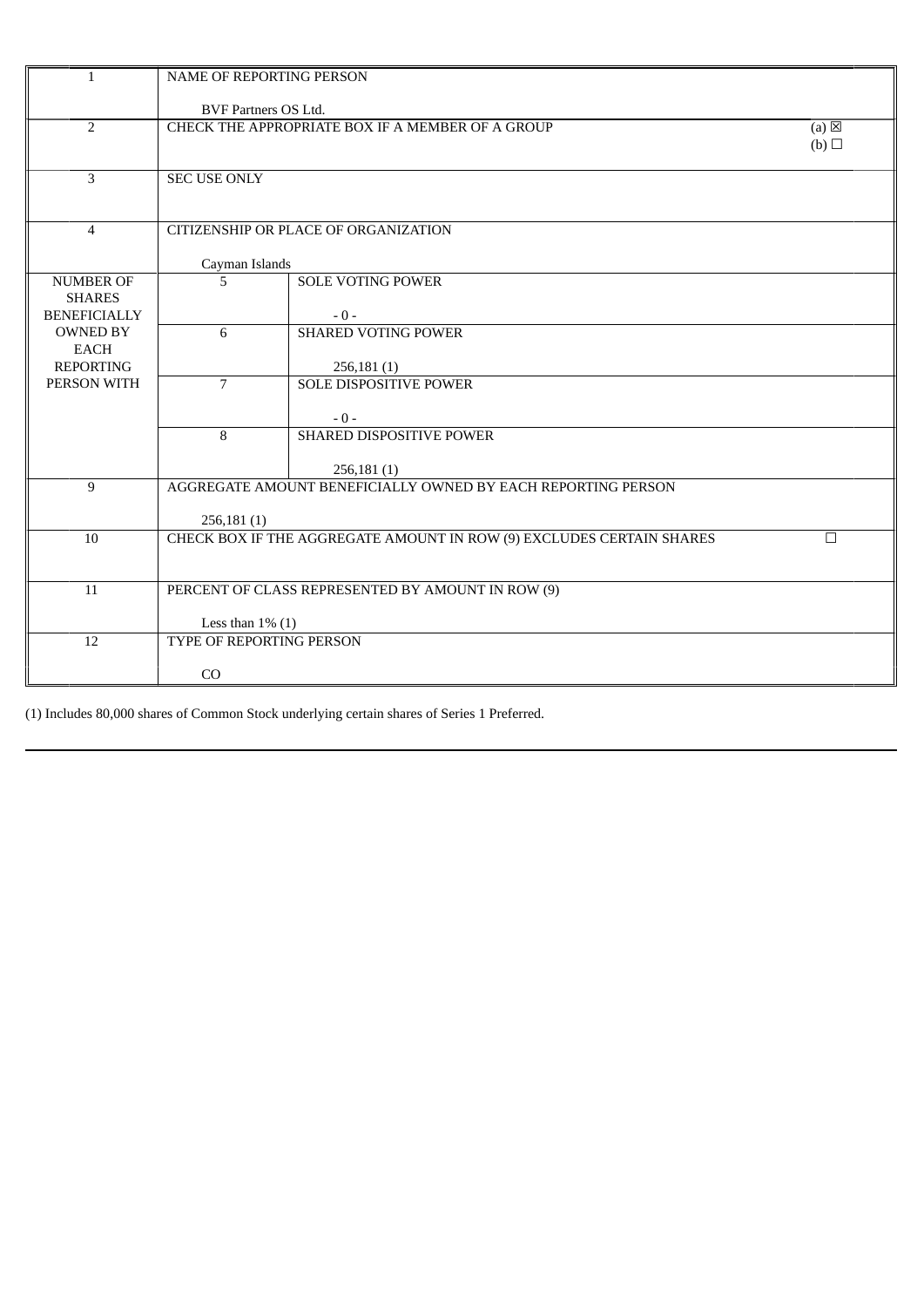| 1 | NAME OF REPORTING PERSON<br><br>BVF Partners OS Ltd. | | |
|---|---|---|---|
| 2 | CHECK THE APPROPRIATE BOX IF A MEMBER OF A GROUP | | (a) ☒<br>(b) ☐ |
| 3 | SEC USE ONLY | | |
| 4 | CITIZENSHIP OR PLACE OF ORGANIZATION<br><br>Cayman Islands | | |
| NUMBER OF SHARES BENEFICIALLY OWNED BY EACH REPORTING PERSON WITH | 5 | SOLE VOTING POWER<br><br>- 0 - | |
| | 6 | SHARED VOTING POWER<br><br>256,181 (1) | |
| | 7 | SOLE DISPOSITIVE POWER<br><br>- 0 - | |
| | 8 | SHARED DISPOSITIVE POWER<br><br>256,181 (1) | |
| 9 | AGGREGATE AMOUNT BENEFICIALLY OWNED BY EACH REPORTING PERSON<br><br>256,181 (1) | | |
| 10 | CHECK BOX IF THE AGGREGATE AMOUNT IN ROW (9) EXCLUDES CERTAIN SHARES | | ☐ |
| 11 | PERCENT OF CLASS REPRESENTED BY AMOUNT IN ROW (9)<br><br>Less than 1% (1) | | |
| 12 | TYPE OF REPORTING PERSON<br><br>CO | | |

(1) Includes 80,000 shares of Common Stock underlying certain shares of Series 1 Preferred.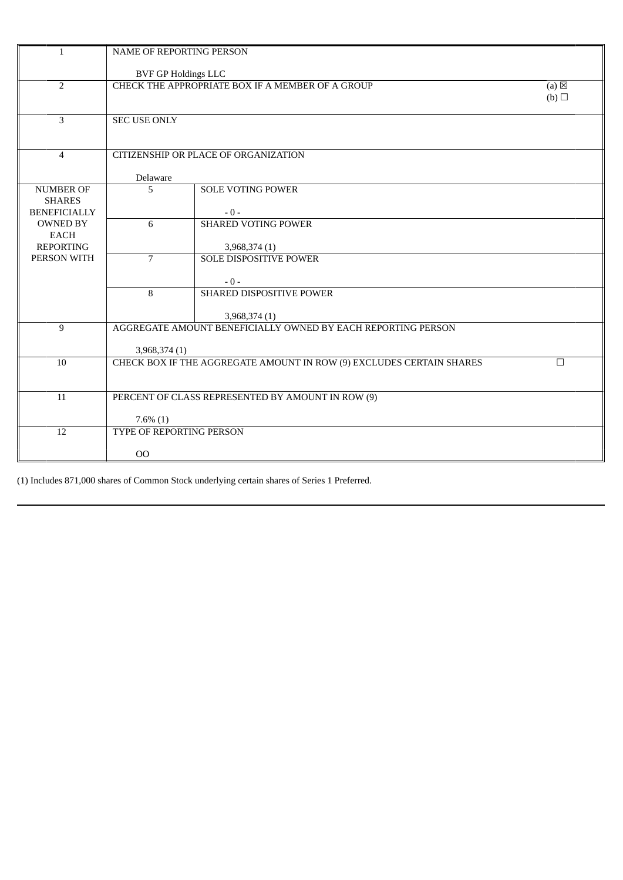| | | | |
|---|---|---|---|
| 1 | NAME OF REPORTING PERSON<br><br>BVF GP Holdings LLC | | |
| 2 | CHECK THE APPROPRIATE BOX IF A MEMBER OF A GROUP | | (a) ☒<br>(b) ☐ |
| 3 | SEC USE ONLY | | |
| 4 | CITIZENSHIP OR PLACE OF ORGANIZATION<br><br>Delaware | | |
| NUMBER OF SHARES BENEFICIALLY OWNED BY EACH REPORTING PERSON WITH | 5 | SOLE VOTING POWER<br><br>- 0 - | |
| | 6 | SHARED VOTING POWER<br><br>3,968,374 (1) | |
| | 7 | SOLE DISPOSITIVE POWER<br><br>- 0 - | |
| | 8 | SHARED DISPOSITIVE POWER<br><br>3,968,374 (1) | |
| 9 | AGGREGATE AMOUNT BENEFICIALLY OWNED BY EACH REPORTING PERSON<br><br>3,968,374 (1) | | |
| 10 | CHECK BOX IF THE AGGREGATE AMOUNT IN ROW (9) EXCLUDES CERTAIN SHARES | | ☐ |
| 11 | PERCENT OF CLASS REPRESENTED BY AMOUNT IN ROW (9)<br><br>7.6% (1) | | |
| 12 | TYPE OF REPORTING PERSON<br><br>OO | | |

(1) Includes 871,000 shares of Common Stock underlying certain shares of Series 1 Preferred.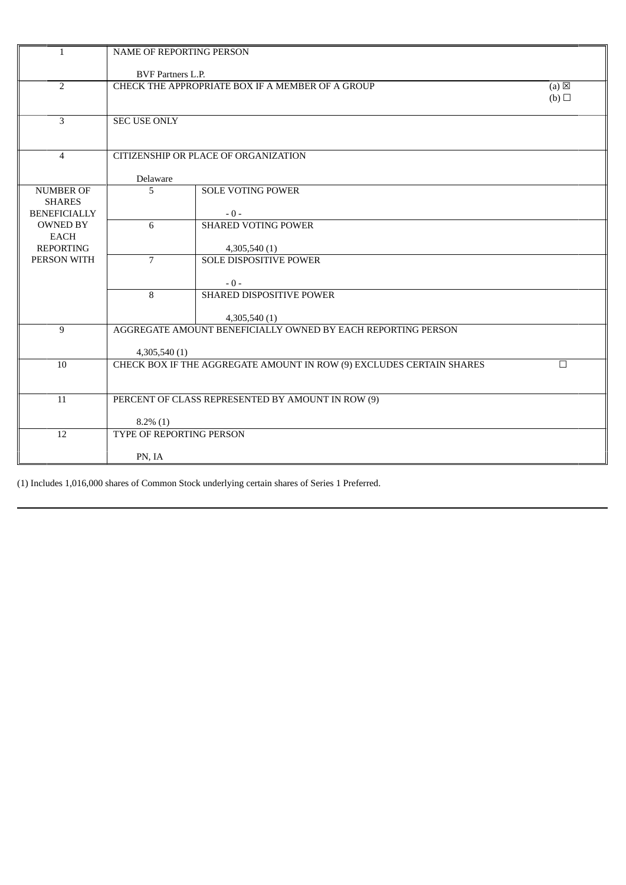| 1 | NAME OF REPORTING PERSON<br><br>BVF Partners L.P. | | |
|---|---|---|---|
| 2 | CHECK THE APPROPRIATE BOX IF A MEMBER OF A GROUP | | (a) ☒<br>(b) ☐ |
| 3 | SEC USE ONLY | | |
| 4 | CITIZENSHIP OR PLACE OF ORGANIZATION<br><br>Delaware | | |
| NUMBER OF SHARES BENEFICIALLY OWNED BY EACH REPORTING PERSON WITH | 5 | SOLE VOTING POWER<br><br>- 0 - | |
| | 6 | SHARED VOTING POWER<br><br>4,305,540 (1) | |
| | 7 | SOLE DISPOSITIVE POWER<br><br>- 0 - | |
| | 8 | SHARED DISPOSITIVE POWER<br><br>4,305,540 (1) | |
| 9 | AGGREGATE AMOUNT BENEFICIALLY OWNED BY EACH REPORTING PERSON<br><br>4,305,540 (1) | | |
| 10 | CHECK BOX IF THE AGGREGATE AMOUNT IN ROW (9) EXCLUDES CERTAIN SHARES | | ☐ |
| 11 | PERCENT OF CLASS REPRESENTED BY AMOUNT IN ROW (9)<br><br>8.2% (1) | | |
| 12 | TYPE OF REPORTING PERSON<br><br>PN, IA | | |

(1) Includes 1,016,000 shares of Common Stock underlying certain shares of Series 1 Preferred.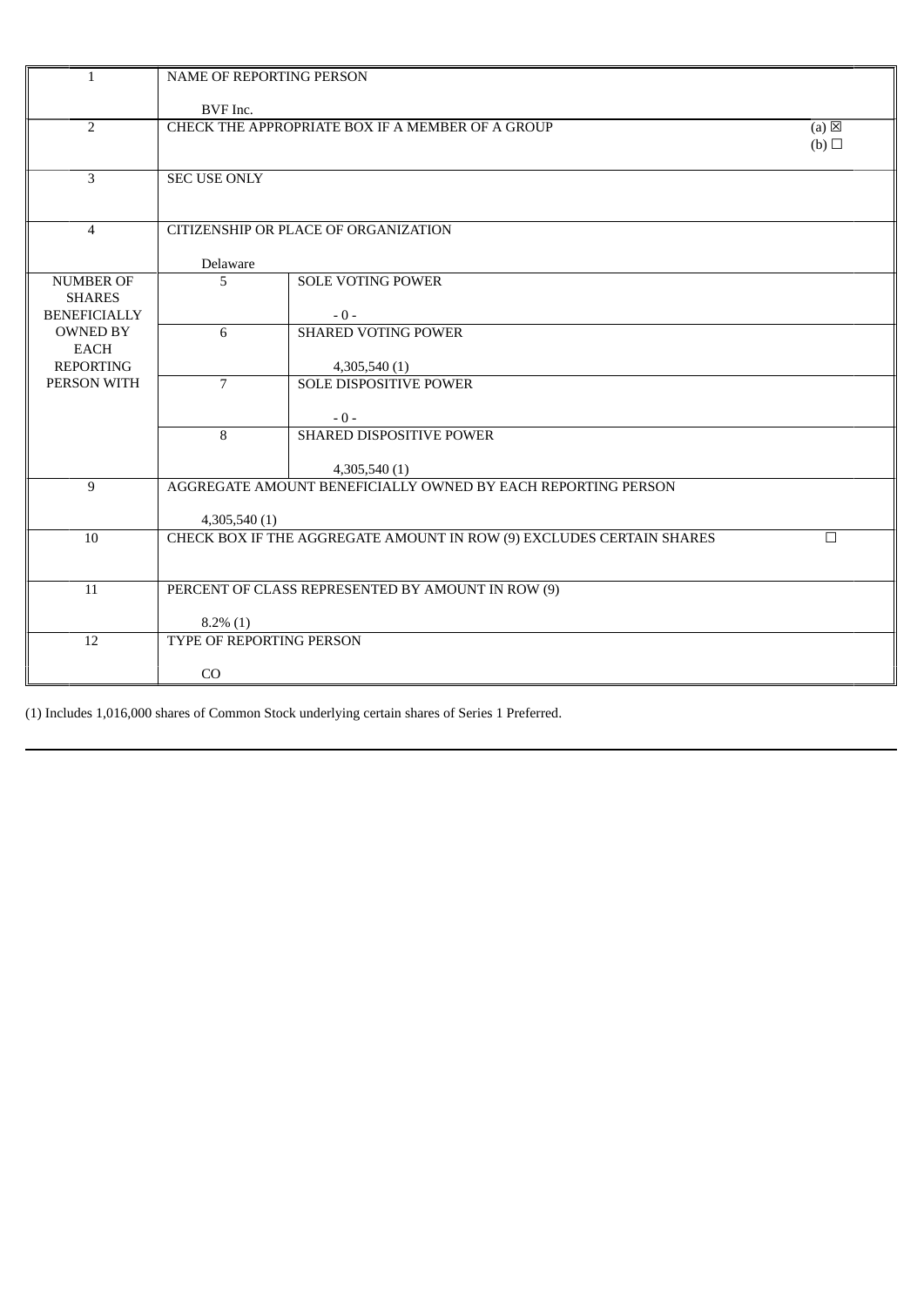| | | | |
|---|---|---|---|
| 1 | NAME OF REPORTING PERSON<br><br>BVF Inc. | | |
| 2 | CHECK THE APPROPRIATE BOX IF A MEMBER OF A GROUP | | (a) ☒<br>(b) ☐ |
| 3 | SEC USE ONLY | | |
| 4 | CITIZENSHIP OR PLACE OF ORGANIZATION<br><br>Delaware | | |
| NUMBER OF SHARES BENEFICIALLY OWNED BY EACH REPORTING PERSON WITH | 5 | SOLE VOTING POWER<br><br>- 0 - | |
| | 6 | SHARED VOTING POWER<br><br>4,305,540 (1) | |
| | 7 | SOLE DISPOSITIVE POWER<br><br>- 0 - | |
| | 8 | SHARED DISPOSITIVE POWER<br><br>4,305,540 (1) | |
| 9 | AGGREGATE AMOUNT BENEFICIALLY OWNED BY EACH REPORTING PERSON<br><br>4,305,540 (1) | | |
| 10 | CHECK BOX IF THE AGGREGATE AMOUNT IN ROW (9) EXCLUDES CERTAIN SHARES | | ☐ |
| 11 | PERCENT OF CLASS REPRESENTED BY AMOUNT IN ROW (9)<br><br>8.2% (1) | | |
| 12 | TYPE OF REPORTING PERSON<br><br>CO | | |

(1) Includes 1,016,000 shares of Common Stock underlying certain shares of Series 1 Preferred.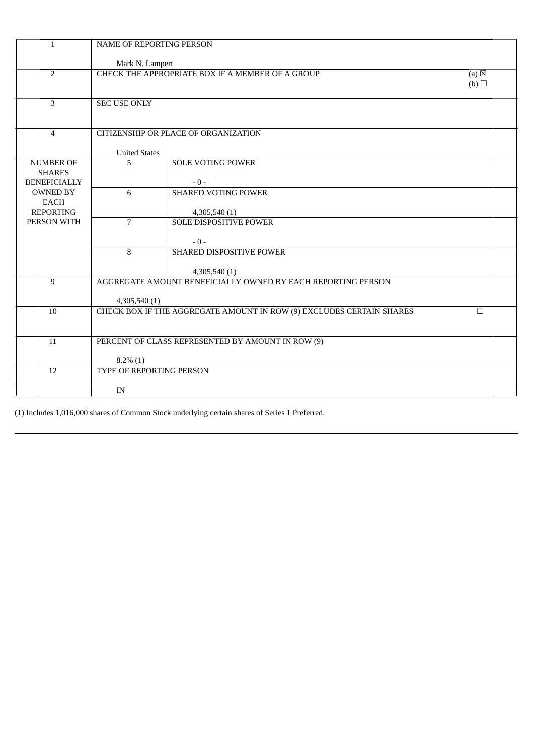| | | | |
|---|---|---|---|
| 1 | NAME OF REPORTING PERSON<br><br>Mark N. Lampert | | |
| 2 | CHECK THE APPROPRIATE BOX IF A MEMBER OF A GROUP | | (a) ☒<br>(b) ☐ |
| 3 | SEC USE ONLY | | |
| 4 | CITIZENSHIP OR PLACE OF ORGANIZATION<br><br>United States | | |
| NUMBER OF SHARES BENEFICIALLY OWNED BY EACH REPORTING PERSON WITH | 5 | SOLE VOTING POWER<br><br>- 0 - | |
| | 6 | SHARED VOTING POWER<br><br>4,305,540 (1) | |
| | 7 | SOLE DISPOSITIVE POWER<br><br>- 0 - | |
| | 8 | SHARED DISPOSITIVE POWER<br><br>4,305,540 (1) | |
| 9 | AGGREGATE AMOUNT BENEFICIALLY OWNED BY EACH REPORTING PERSON<br><br>4,305,540 (1) | | |
| 10 | CHECK BOX IF THE AGGREGATE AMOUNT IN ROW (9) EXCLUDES CERTAIN SHARES | | ☐ |
| 11 | PERCENT OF CLASS REPRESENTED BY AMOUNT IN ROW (9)<br><br>8.2% (1) | | |
| 12 | TYPE OF REPORTING PERSON<br><br>IN | | |

(1) Includes 1,016,000 shares of Common Stock underlying certain shares of Series 1 Preferred.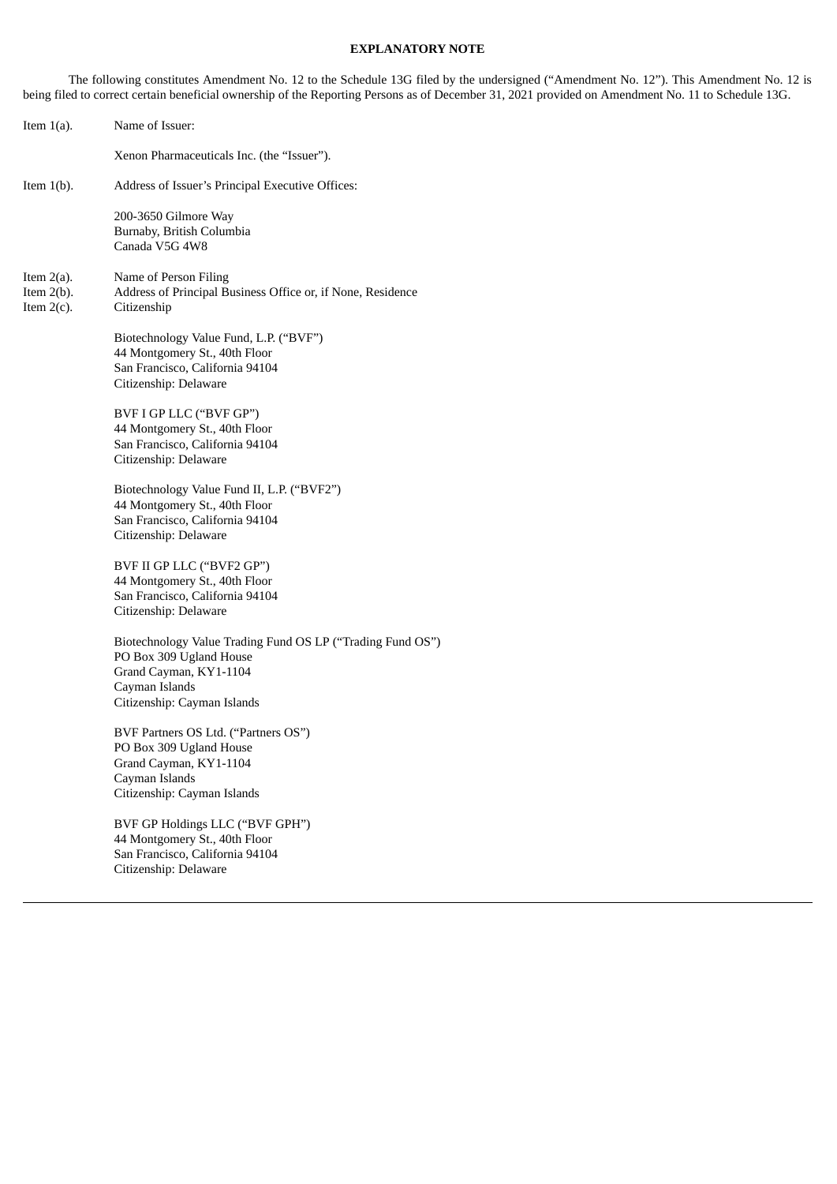**EXPLANATORY NOTE**

The following constitutes Amendment No. 12 to the Schedule 13G filed by the undersigned ("Amendment No. 12"). This Amendment No. 12 is being filed to correct certain beneficial ownership of the Reporting Persons as of December 31, 2021 provided on Amendment No. 11 to Schedule 13G.

Item 1(a). Name of Issuer:

Xenon Pharmaceuticals Inc. (the "Issuer").

Item 1(b). Address of Issuer's Principal Executive Offices:

200-3650 Gilmore Way
Burnaby, British Columbia
Canada V5G 4W8

Item 2(a). Name of Person Filing
Item 2(b). Address of Principal Business Office or, if None, Residence
Item 2(c). Citizenship

Biotechnology Value Fund, L.P. ("BVF")
44 Montgomery St., 40th Floor
San Francisco, California 94104
Citizenship: Delaware

BVF I GP LLC ("BVF GP")
44 Montgomery St., 40th Floor
San Francisco, California 94104
Citizenship: Delaware

Biotechnology Value Fund II, L.P. ("BVF2")
44 Montgomery St., 40th Floor
San Francisco, California 94104
Citizenship: Delaware

BVF II GP LLC ("BVF2 GP")
44 Montgomery St., 40th Floor
San Francisco, California 94104
Citizenship: Delaware

Biotechnology Value Trading Fund OS LP ("Trading Fund OS")
PO Box 309 Ugland House
Grand Cayman, KY1-1104
Cayman Islands
Citizenship: Cayman Islands

BVF Partners OS Ltd. ("Partners OS")
PO Box 309 Ugland House
Grand Cayman, KY1-1104
Cayman Islands
Citizenship: Cayman Islands

BVF GP Holdings LLC ("BVF GPH")
44 Montgomery St., 40th Floor
San Francisco, California 94104
Citizenship: Delaware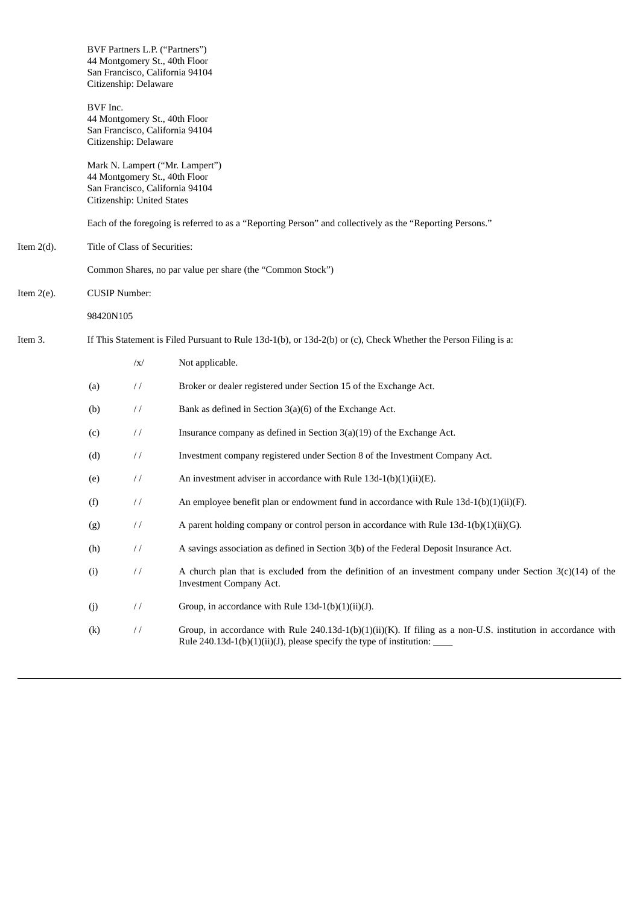BVF Partners L.P. ("Partners")
44 Montgomery St., 40th Floor
San Francisco, California 94104
Citizenship: Delaware

BVF Inc.
44 Montgomery St., 40th Floor
San Francisco, California 94104
Citizenship: Delaware

Mark N. Lampert ("Mr. Lampert")
44 Montgomery St., 40th Floor
San Francisco, California 94104
Citizenship: United States

Each of the foregoing is referred to as a "Reporting Person" and collectively as the "Reporting Persons."

Item 2(d). Title of Class of Securities:

Common Shares, no par value per share (the "Common Stock")

Item 2(e). CUSIP Number:

98420N105

Item 3. If This Statement is Filed Pursuant to Rule 13d-1(b), or 13d-2(b) or (c), Check Whether the Person Filing is a:

| | | |
|---|---|---|
| | /x/ | Not applicable. |
| (a) | / / | Broker or dealer registered under Section 15 of the Exchange Act. |
| (b) | / / | Bank as defined in Section 3(a)(6) of the Exchange Act. |
| (c) | / / | Insurance company as defined in Section 3(a)(19) of the Exchange Act. |
| (d) | / / | Investment company registered under Section 8 of the Investment Company Act. |
| (e) | / / | An investment adviser in accordance with Rule 13d-1(b)(1)(ii)(E). |
| (f) | / / | An employee benefit plan or endowment fund in accordance with Rule 13d-1(b)(1)(ii)(F). |
| (g) | / / | A parent holding company or control person in accordance with Rule 13d-1(b)(1)(ii)(G). |
| (h) | / / | A savings association as defined in Section 3(b) of the Federal Deposit Insurance Act. |
| (i) | / / | A church plan that is excluded from the definition of an investment company under Section 3(c)(14) of the Investment Company Act. |
| (j) | / / | Group, in accordance with Rule 13d-1(b)(1)(ii)(J). |
| (k) | / / | Group, in accordance with Rule 240.13d-1(b)(1)(ii)(K). If filing as a non-U.S. institution in accordance with Rule 240.13d-1(b)(1)(ii)(J), please specify the type of institution: ____ |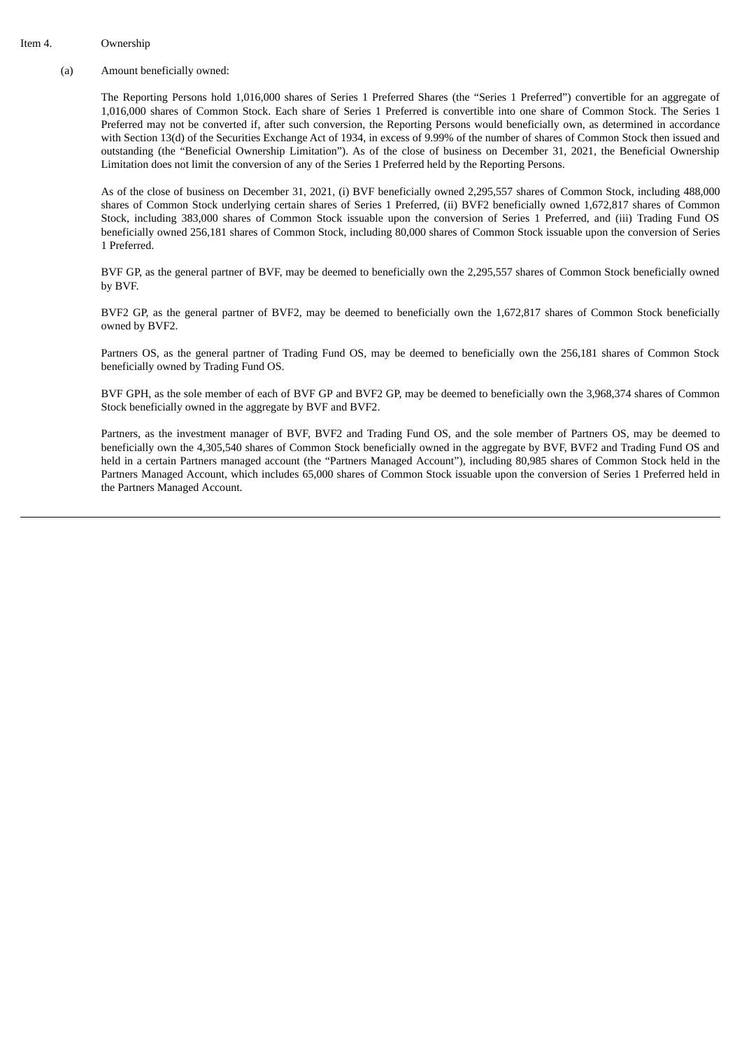Item 4. Ownership

(a) Amount beneficially owned:

The Reporting Persons hold 1,016,000 shares of Series 1 Preferred Shares (the "Series 1 Preferred") convertible for an aggregate of 1,016,000 shares of Common Stock. Each share of Series 1 Preferred is convertible into one share of Common Stock. The Series 1 Preferred may not be converted if, after such conversion, the Reporting Persons would beneficially own, as determined in accordance with Section 13(d) of the Securities Exchange Act of 1934, in excess of 9.99% of the number of shares of Common Stock then issued and outstanding (the "Beneficial Ownership Limitation"). As of the close of business on December 31, 2021, the Beneficial Ownership Limitation does not limit the conversion of any of the Series 1 Preferred held by the Reporting Persons.

As of the close of business on December 31, 2021, (i) BVF beneficially owned 2,295,557 shares of Common Stock, including 488,000 shares of Common Stock underlying certain shares of Series 1 Preferred, (ii) BVF2 beneficially owned 1,672,817 shares of Common Stock, including 383,000 shares of Common Stock issuable upon the conversion of Series 1 Preferred, and (iii) Trading Fund OS beneficially owned 256,181 shares of Common Stock, including 80,000 shares of Common Stock issuable upon the conversion of Series 1 Preferred.

BVF GP, as the general partner of BVF, may be deemed to beneficially own the 2,295,557 shares of Common Stock beneficially owned by BVF.

BVF2 GP, as the general partner of BVF2, may be deemed to beneficially own the 1,672,817 shares of Common Stock beneficially owned by BVF2.

Partners OS, as the general partner of Trading Fund OS, may be deemed to beneficially own the 256,181 shares of Common Stock beneficially owned by Trading Fund OS.

BVF GPH, as the sole member of each of BVF GP and BVF2 GP, may be deemed to beneficially own the 3,968,374 shares of Common Stock beneficially owned in the aggregate by BVF and BVF2.

Partners, as the investment manager of BVF, BVF2 and Trading Fund OS, and the sole member of Partners OS, may be deemed to beneficially own the 4,305,540 shares of Common Stock beneficially owned in the aggregate by BVF, BVF2 and Trading Fund OS and held in a certain Partners managed account (the "Partners Managed Account"), including 80,985 shares of Common Stock held in the Partners Managed Account, which includes 65,000 shares of Common Stock issuable upon the conversion of Series 1 Preferred held in the Partners Managed Account.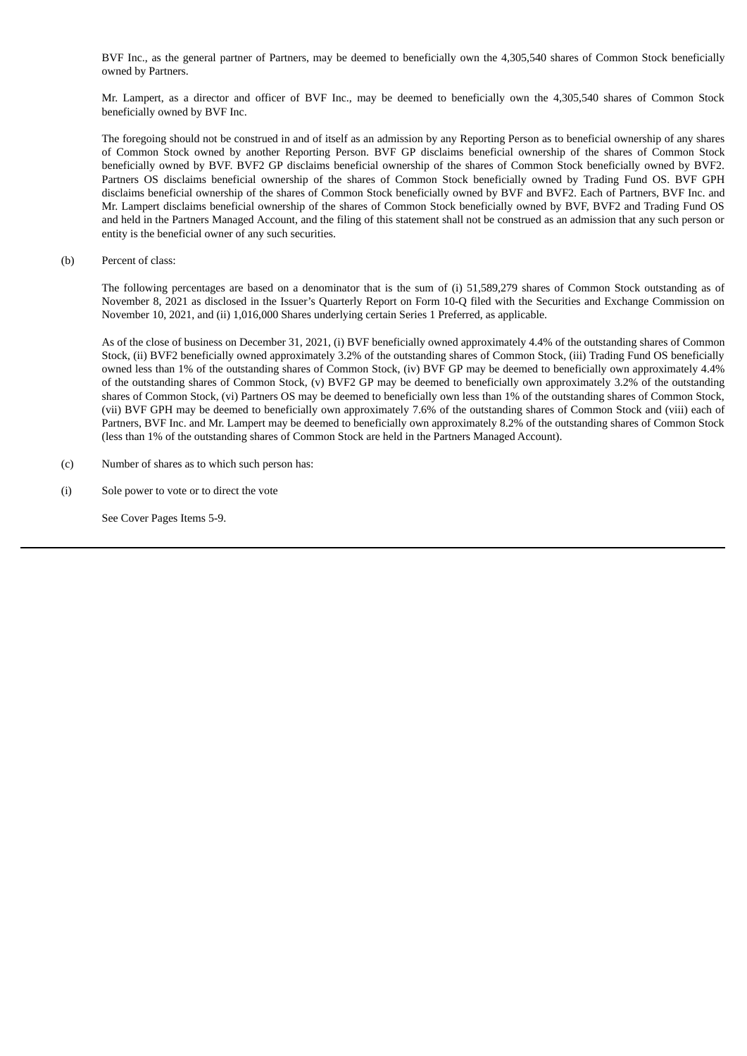BVF Inc., as the general partner of Partners, may be deemed to beneficially own the 4,305,540 shares of Common Stock beneficially owned by Partners.

Mr. Lampert, as a director and officer of BVF Inc., may be deemed to beneficially own the 4,305,540 shares of Common Stock beneficially owned by BVF Inc.

The foregoing should not be construed in and of itself as an admission by any Reporting Person as to beneficial ownership of any shares of Common Stock owned by another Reporting Person. BVF GP disclaims beneficial ownership of the shares of Common Stock beneficially owned by BVF. BVF2 GP disclaims beneficial ownership of the shares of Common Stock beneficially owned by BVF2. Partners OS disclaims beneficial ownership of the shares of Common Stock beneficially owned by Trading Fund OS. BVF GPH disclaims beneficial ownership of the shares of Common Stock beneficially owned by BVF and BVF2. Each of Partners, BVF Inc. and Mr. Lampert disclaims beneficial ownership of the shares of Common Stock beneficially owned by BVF, BVF2 and Trading Fund OS and held in the Partners Managed Account, and the filing of this statement shall not be construed as an admission that any such person or entity is the beneficial owner of any such securities.

(b) Percent of class:

The following percentages are based on a denominator that is the sum of (i) 51,589,279 shares of Common Stock outstanding as of November 8, 2021 as disclosed in the Issuer's Quarterly Report on Form 10-Q filed with the Securities and Exchange Commission on November 10, 2021, and (ii) 1,016,000 Shares underlying certain Series 1 Preferred, as applicable.

As of the close of business on December 31, 2021, (i) BVF beneficially owned approximately 4.4% of the outstanding shares of Common Stock, (ii) BVF2 beneficially owned approximately 3.2% of the outstanding shares of Common Stock, (iii) Trading Fund OS beneficially owned less than 1% of the outstanding shares of Common Stock, (iv) BVF GP may be deemed to beneficially own approximately 4.4% of the outstanding shares of Common Stock, (v) BVF2 GP may be deemed to beneficially own approximately 3.2% of the outstanding shares of Common Stock, (vi) Partners OS may be deemed to beneficially own less than 1% of the outstanding shares of Common Stock, (vii) BVF GPH may be deemed to beneficially own approximately 7.6% of the outstanding shares of Common Stock and (viii) each of Partners, BVF Inc. and Mr. Lampert may be deemed to beneficially own approximately 8.2% of the outstanding shares of Common Stock (less than 1% of the outstanding shares of Common Stock are held in the Partners Managed Account).

(c) Number of shares as to which such person has:

(i) Sole power to vote or to direct the vote

See Cover Pages Items 5-9.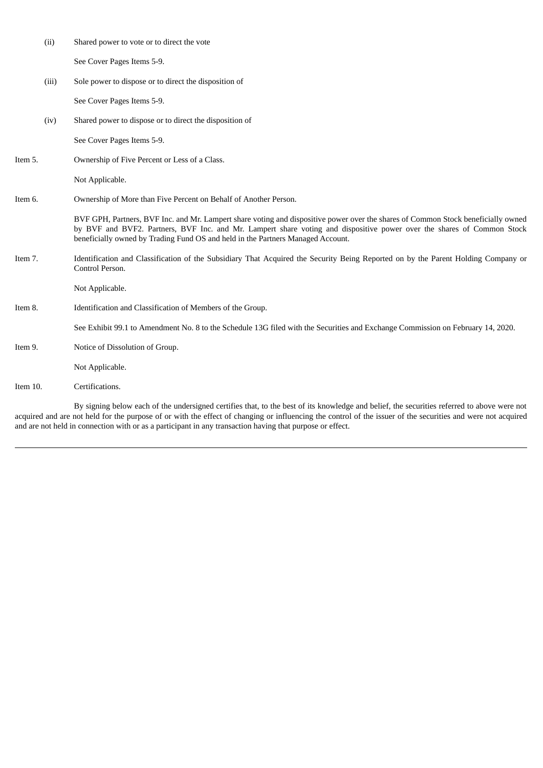(ii) Shared power to vote or to direct the vote

See Cover Pages Items 5-9.

(iii) Sole power to dispose or to direct the disposition of

See Cover Pages Items 5-9.

(iv) Shared power to dispose or to direct the disposition of

See Cover Pages Items 5-9.

Item 5. Ownership of Five Percent or Less of a Class.

Not Applicable.

Item 6. Ownership of More than Five Percent on Behalf of Another Person.

BVF GPH, Partners, BVF Inc. and Mr. Lampert share voting and dispositive power over the shares of Common Stock beneficially owned by BVF and BVF2. Partners, BVF Inc. and Mr. Lampert share voting and dispositive power over the shares of Common Stock beneficially owned by Trading Fund OS and held in the Partners Managed Account.

Item 7. Identification and Classification of the Subsidiary That Acquired the Security Being Reported on by the Parent Holding Company or Control Person.

Not Applicable.

Item 8. Identification and Classification of Members of the Group.

See Exhibit 99.1 to Amendment No. 8 to the Schedule 13G filed with the Securities and Exchange Commission on February 14, 2020.

Item 9. Notice of Dissolution of Group.

Not Applicable.

Item 10. Certifications.

By signing below each of the undersigned certifies that, to the best of its knowledge and belief, the securities referred to above were not acquired and are not held for the purpose of or with the effect of changing or influencing the control of the issuer of the securities and were not acquired and are not held in connection with or as a participant in any transaction having that purpose or effect.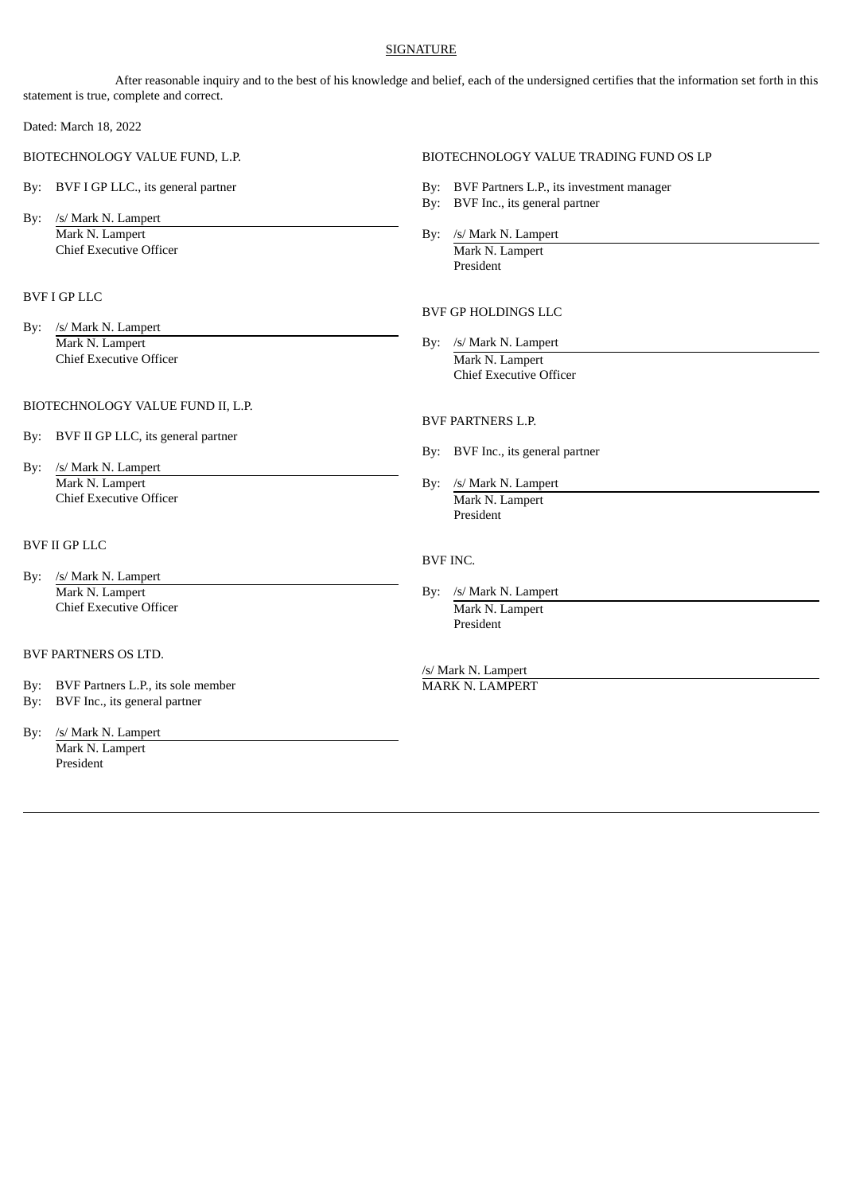SIGNATURE

After reasonable inquiry and to the best of his knowledge and belief, each of the undersigned certifies that the information set forth in this statement is true, complete and correct.

Dated: March 18, 2022

BIOTECHNOLOGY VALUE FUND, L.P.

By: BVF I GP LLC., its general partner

By: /s/ Mark N. Lampert
Mark N. Lampert
Chief Executive Officer

BVF I GP LLC

By: /s/ Mark N. Lampert
Mark N. Lampert
Chief Executive Officer

BIOTECHNOLOGY VALUE FUND II, L.P.

By: BVF II GP LLC, its general partner

By: /s/ Mark N. Lampert
Mark N. Lampert
Chief Executive Officer

BVF II GP LLC

By: /s/ Mark N. Lampert
Mark N. Lampert
Chief Executive Officer

BVF PARTNERS OS LTD.

By: BVF Partners L.P., its sole member
By: BVF Inc., its general partner

By: /s/ Mark N. Lampert
Mark N. Lampert
President

BIOTECHNOLOGY VALUE TRADING FUND OS LP

By: BVF Partners L.P., its investment manager
By: BVF Inc., its general partner

By: /s/ Mark N. Lampert
Mark N. Lampert
President

BVF GP HOLDINGS LLC

By: /s/ Mark N. Lampert
Mark N. Lampert
Chief Executive Officer

BVF PARTNERS L.P.

By: BVF Inc., its general partner

By: /s/ Mark N. Lampert
Mark N. Lampert
President

BVF INC.

By: /s/ Mark N. Lampert
Mark N. Lampert
President

/s/ Mark N. Lampert
MARK N. LAMPERT